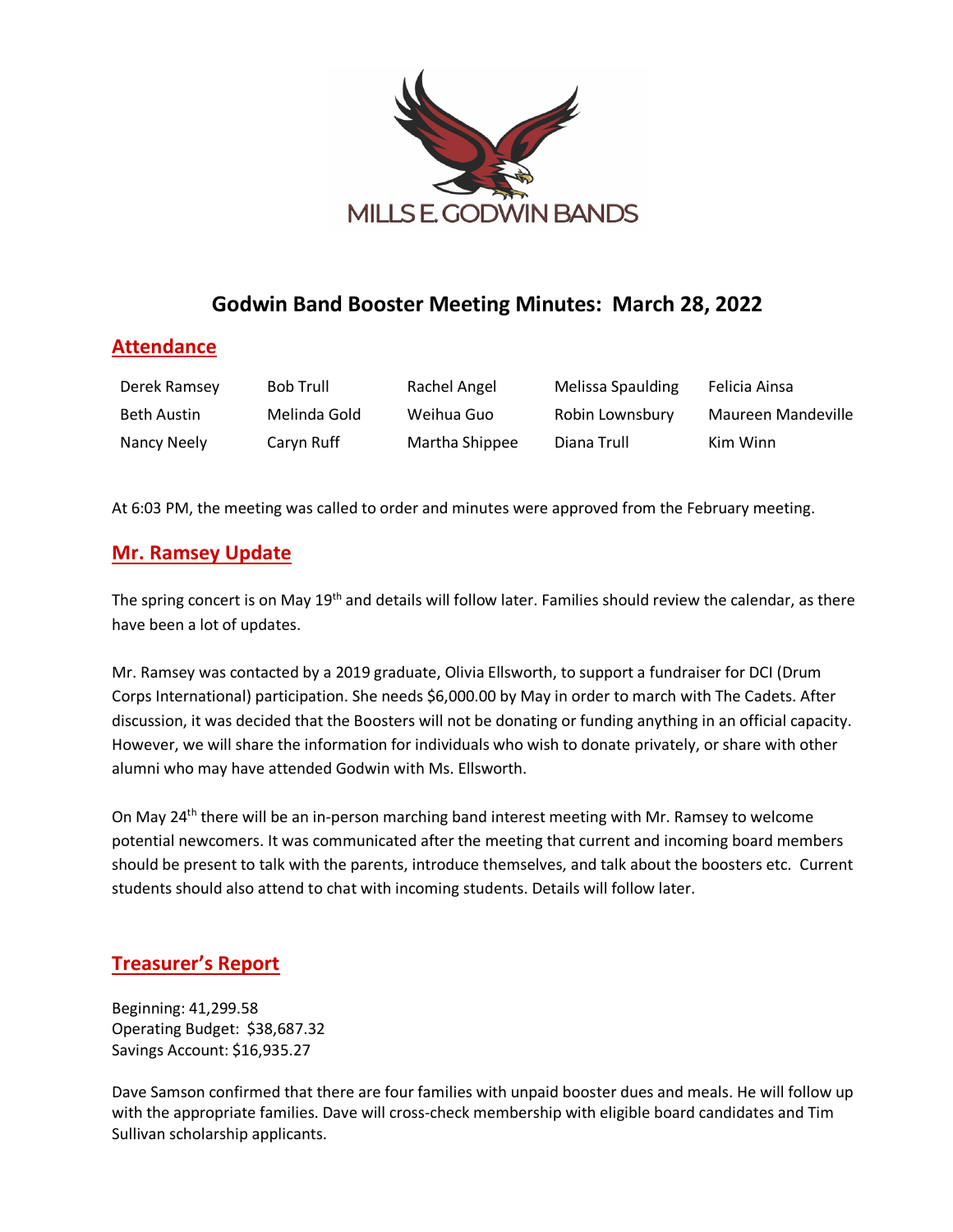MILLS E. GODWIN BANDS

# Godwin Band Booster Meeting Minutes: March 28, 2022

## Attendance

| | | | | |
|---|---|---|---|---|
| Derek Ramsey | Bob Trull | Rachel Angel | Melissa Spaulding | Felicia Ainsa |
| Beth Austin | Melinda Gold | Weihua Guo | Robin Lownsbury | Maureen Mandeville |
| Nancy Neely | Caryn Ruff | Martha Shippee | Diana Trull | Kim Winn |

At 6:03 PM, the meeting was called to order and minutes were approved from the February meeting.

## Mr. Ramsey Update

The spring concert is on May 19th and details will follow later. Families should review the calendar, as there have been a lot of updates.

Mr. Ramsey was contacted by a 2019 graduate, Olivia Ellsworth, to support a fundraiser for DCI (Drum Corps International) participation. She needs $6,000.00 by May in order to march with The Cadets. After discussion, it was decided that the Boosters will not be donating or funding anything in an official capacity. However, we will share the information for individuals who wish to donate privately, or share with other alumni who may have attended Godwin with Ms. Ellsworth.

On May 24th there will be an in-person marching band interest meeting with Mr. Ramsey to welcome potential newcomers. It was communicated after the meeting that current and incoming board members should be present to talk with the parents, introduce themselves, and talk about the boosters etc. Current students should also attend to chat with incoming students. Details will follow later.

## Treasurer's Report

Beginning: 41,299.58
Operating Budget: $38,687.32
Savings Account: $16,935.27

Dave Samson confirmed that there are four families with unpaid booster dues and meals. He will follow up with the appropriate families. Dave will cross-check membership with eligible board candidates and Tim Sullivan scholarship applicants.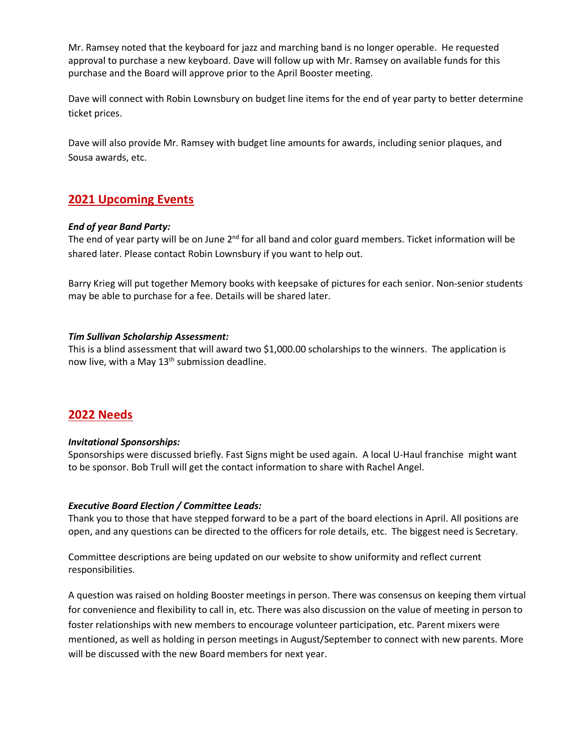Mr. Ramsey noted that the keyboard for jazz and marching band is no longer operable. He requested approval to purchase a new keyboard. Dave will follow up with Mr. Ramsey on available funds for this purchase and the Board will approve prior to the April Booster meeting.

Dave will connect with Robin Lownsbury on budget line items for the end of year party to better determine ticket prices.

Dave will also provide Mr. Ramsey with budget line amounts for awards, including senior plaques, and Sousa awards, etc.

## 2021 Upcoming Events

***End of year Band Party:***
The end of year party will be on June 2nd for all band and color guard members. Ticket information will be shared later. Please contact Robin Lownsbury if you want to help out.

Barry Krieg will put together Memory books with keepsake of pictures for each senior. Non-senior students may be able to purchase for a fee. Details will be shared later.

***Tim Sullivan Scholarship Assessment:***
This is a blind assessment that will award two $1,000.00 scholarships to the winners. The application is now live, with a May 13th submission deadline.

## 2022 Needs

***Invitational Sponsorships:***
Sponsorships were discussed briefly. Fast Signs might be used again. A local U-Haul franchise might want to be sponsor. Bob Trull will get the contact information to share with Rachel Angel.

***Executive Board Election / Committee Leads:***
Thank you to those that have stepped forward to be a part of the board elections in April. All positions are open, and any questions can be directed to the officers for role details, etc. The biggest need is Secretary.

Committee descriptions are being updated on our website to show uniformity and reflect current responsibilities.

A question was raised on holding Booster meetings in person. There was consensus on keeping them virtual for convenience and flexibility to call in, etc. There was also discussion on the value of meeting in person to foster relationships with new members to encourage volunteer participation, etc. Parent mixers were mentioned, as well as holding in person meetings in August/September to connect with new parents. More will be discussed with the new Board members for next year.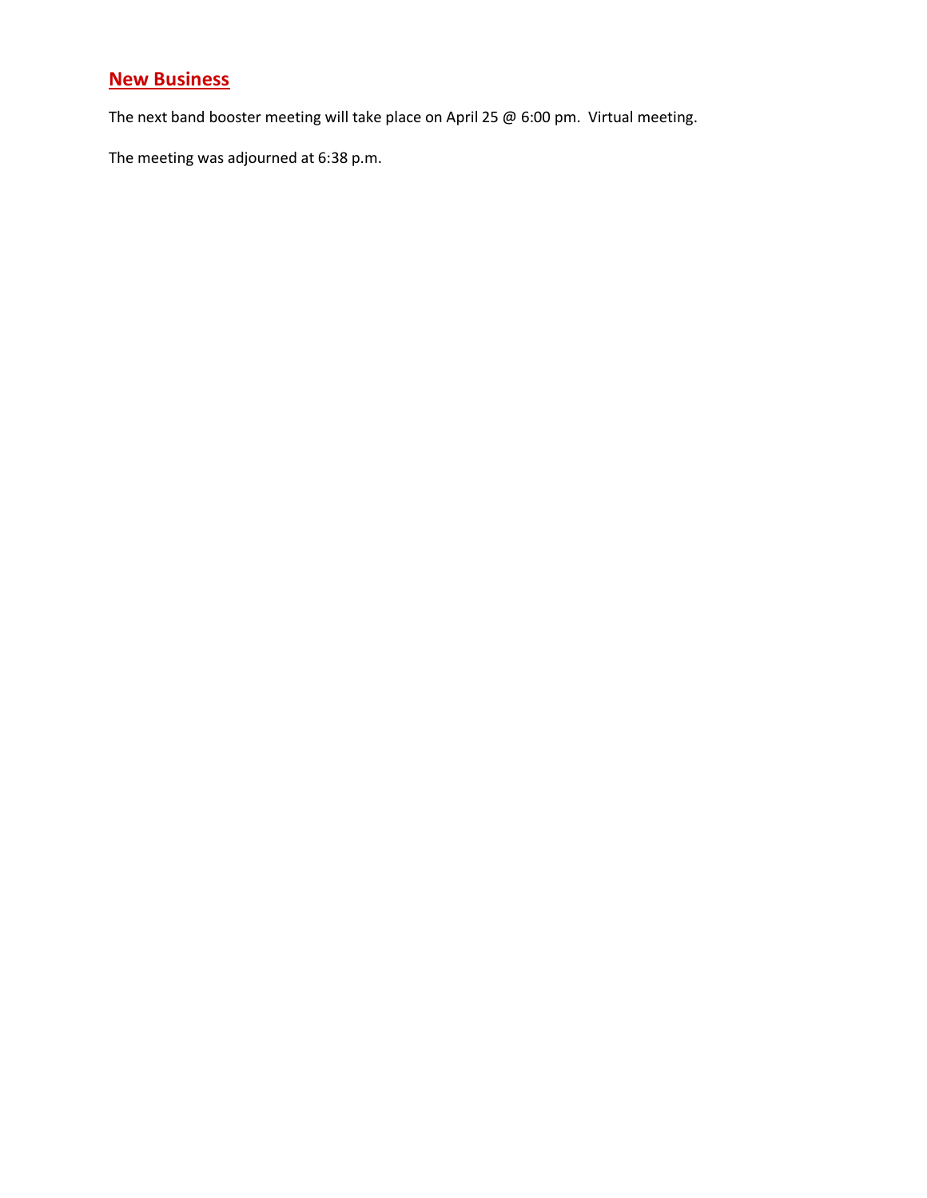## New Business

The next band booster meeting will take place on April 25 @ 6:00 pm. Virtual meeting.

The meeting was adjourned at 6:38 p.m.